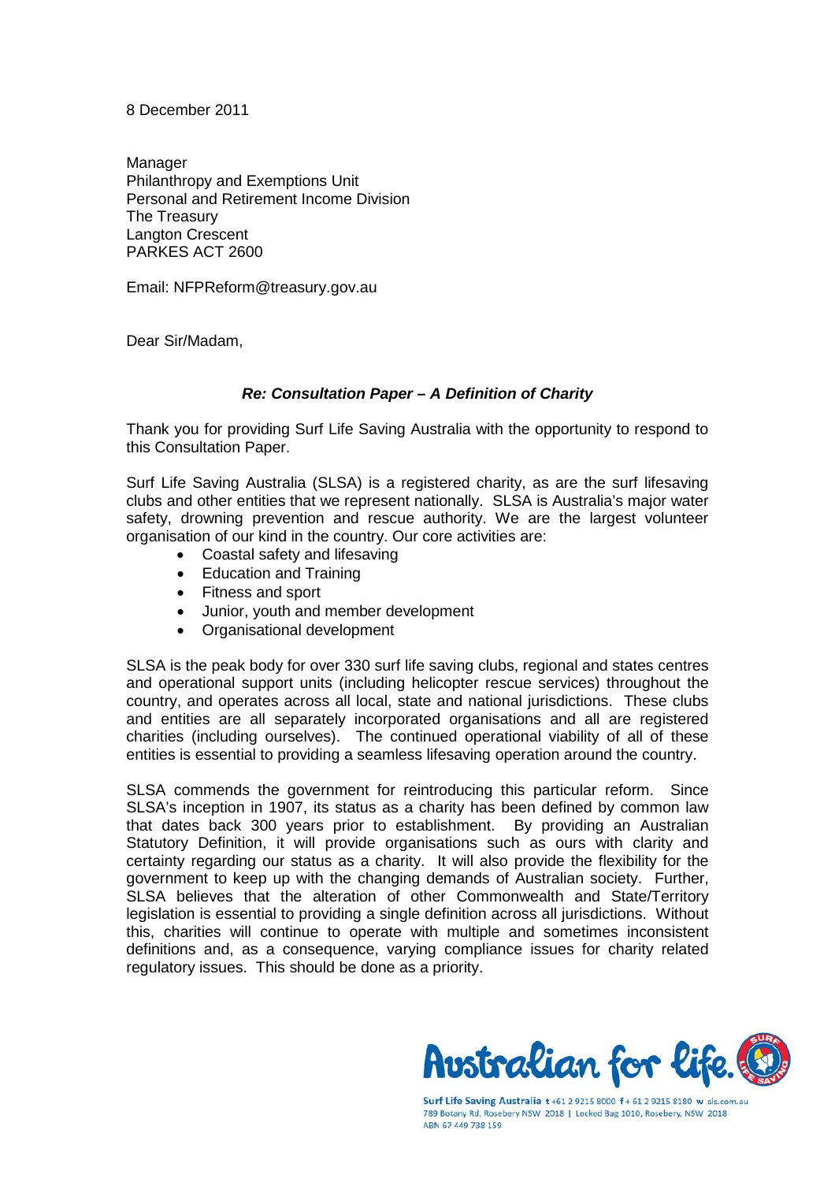8 December 2011

Manager
Philanthropy and Exemptions Unit
Personal and Retirement Income Division
The Treasury
Langton Crescent
PARKES ACT 2600

Email: NFPReform@treasury.gov.au

Dear Sir/Madam,

***Re: Consultation Paper – A Definition of Charity***

Thank you for providing Surf Life Saving Australia with the opportunity to respond to this Consultation Paper.

Surf Life Saving Australia (SLSA) is a registered charity, as are the surf lifesaving clubs and other entities that we represent nationally. SLSA is Australia's major water safety, drowning prevention and rescue authority. We are the largest volunteer organisation of our kind in the country. Our core activities are:

- Coastal safety and lifesaving
- Education and Training
- Fitness and sport
- Junior, youth and member development
- Organisational development

SLSA is the peak body for over 330 surf life saving clubs, regional and states centres and operational support units (including helicopter rescue services) throughout the country, and operates across all local, state and national jurisdictions. These clubs and entities are all separately incorporated organisations and all are registered charities (including ourselves). The continued operational viability of all of these entities is essential to providing a seamless lifesaving operation around the country.

SLSA commends the government for reintroducing this particular reform. Since SLSA's inception in 1907, its status as a charity has been defined by common law that dates back 300 years prior to establishment. By providing an Australian Statutory Definition, it will provide organisations such as ours with clarity and certainty regarding our status as a charity. It will also provide the flexibility for the government to keep up with the changing demands of Australian society. Further, SLSA believes that the alteration of other Commonwealth and State/Territory legislation is essential to providing a single definition across all jurisdictions. Without this, charities will continue to operate with multiple and sometimes inconsistent definitions and, as a consequence, varying compliance issues for charity related regulatory issues. This should be done as a priority.

Australian for life.

Surf Life Saving Australia t +61 2 9215 8000 f + 61 2 9215 8180 w sls.com.au
789 Botany Rd, Rosebery NSW 2018 | Locked Bag 1010, Rosebery, NSW 2018
ABN 67 449 738 159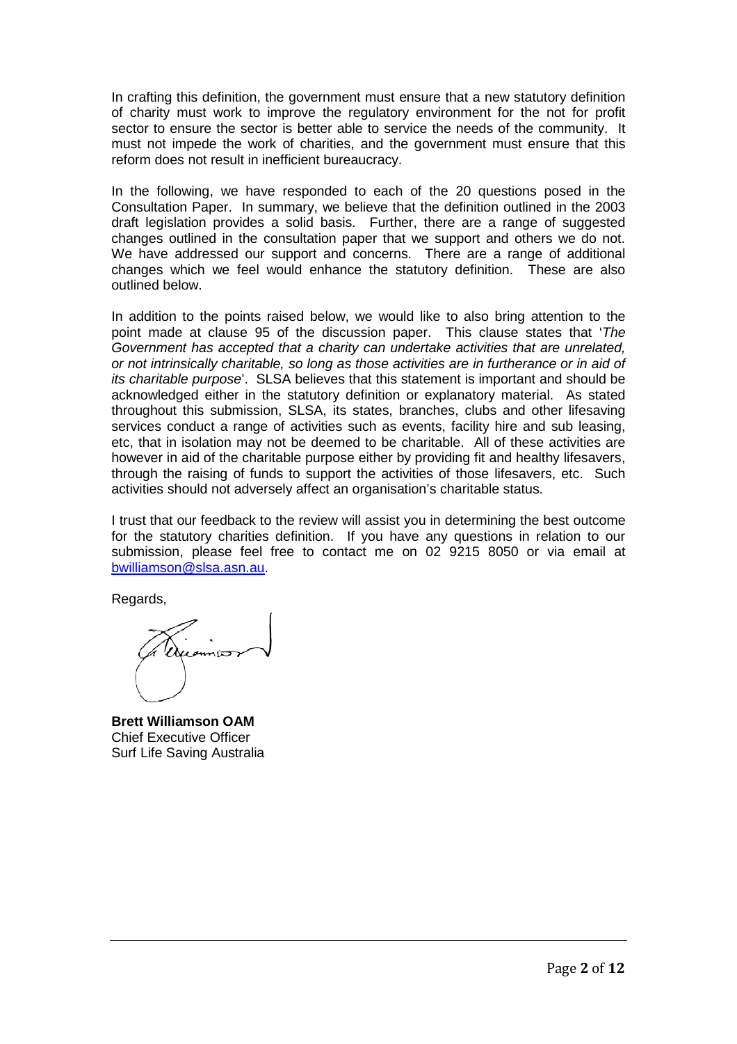In crafting this definition, the government must ensure that a new statutory definition of charity must work to improve the regulatory environment for the not for profit sector to ensure the sector is better able to service the needs of the community. It must not impede the work of charities, and the government must ensure that this reform does not result in inefficient bureaucracy.

In the following, we have responded to each of the 20 questions posed in the Consultation Paper. In summary, we believe that the definition outlined in the 2003 draft legislation provides a solid basis. Further, there are a range of suggested changes outlined in the consultation paper that we support and others we do not. We have addressed our support and concerns. There are a range of additional changes which we feel would enhance the statutory definition. These are also outlined below.

In addition to the points raised below, we would like to also bring attention to the point made at clause 95 of the discussion paper. This clause states that '*The Government has accepted that a charity can undertake activities that are unrelated, or not intrinsically charitable, so long as those activities are in furtherance or in aid of its charitable purpose*'. SLSA believes that this statement is important and should be acknowledged either in the statutory definition or explanatory material. As stated throughout this submission, SLSA, its states, branches, clubs and other lifesaving services conduct a range of activities such as events, facility hire and sub leasing, etc, that in isolation may not be deemed to be charitable. All of these activities are however in aid of the charitable purpose either by providing fit and healthy lifesavers, through the raising of funds to support the activities of those lifesavers, etc. Such activities should not adversely affect an organisation's charitable status.

I trust that our feedback to the review will assist you in determining the best outcome for the statutory charities definition. If you have any questions in relation to our submission, please feel free to contact me on 02 9215 8050 or via email at bwilliamson@slsa.asn.au.

Regards,

**Brett Williamson OAM**
Chief Executive Officer
Surf Life Saving Australia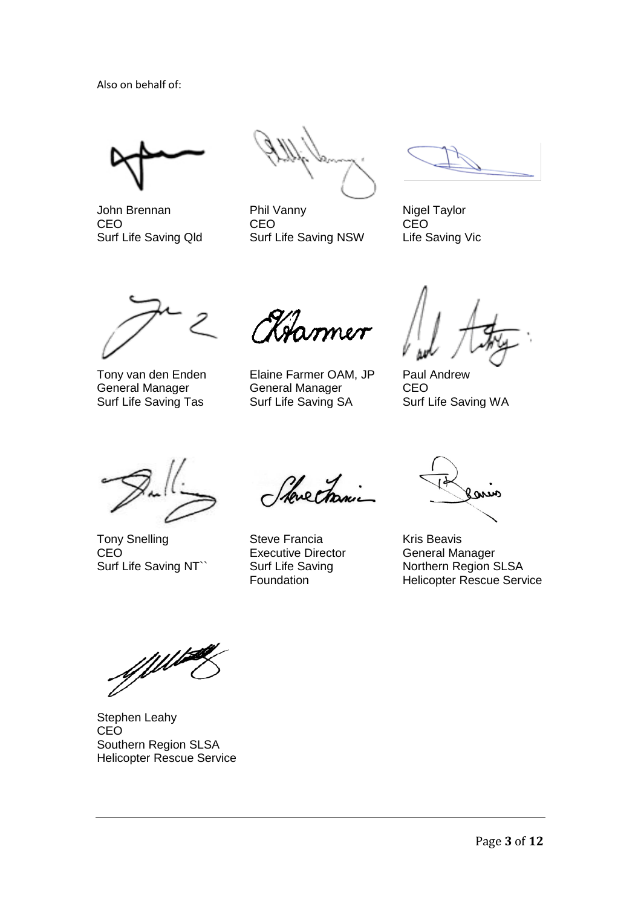Also on behalf of:

John Brennan
CEO
Surf Life Saving Qld

Phil Vanny
CEO
Surf Life Saving NSW

Nigel Taylor
CEO
Life Saving Vic

Tony van den Enden
General Manager
Surf Life Saving Tas

Elaine Farmer OAM, JP
General Manager
Surf Life Saving SA

Paul Andrew
CEO
Surf Life Saving WA

Tony Snelling
CEO
Surf Life Saving NT``

Steve Francia
Executive Director
Surf Life Saving Foundation

Kris Beavis
General Manager
Northern Region SLSA
Helicopter Rescue Service

Stephen Leahy
CEO
Southern Region SLSA
Helicopter Rescue Service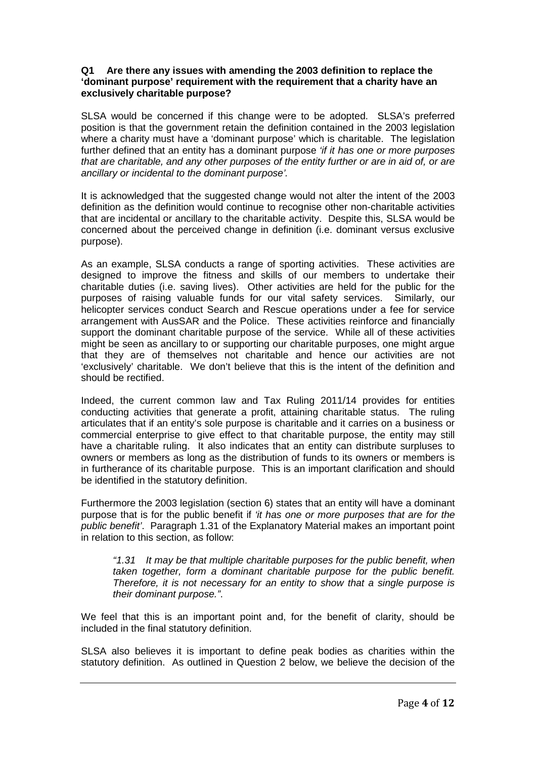**Q1 Are there any issues with amending the 2003 definition to replace the 'dominant purpose' requirement with the requirement that a charity have an exclusively charitable purpose?**

SLSA would be concerned if this change were to be adopted. SLSA's preferred position is that the government retain the definition contained in the 2003 legislation where a charity must have a 'dominant purpose' which is charitable. The legislation further defined that an entity has a dominant purpose *'if it has one or more purposes that are charitable, and any other purposes of the entity further or are in aid of, or are ancillary or incidental to the dominant purpose'.*

It is acknowledged that the suggested change would not alter the intent of the 2003 definition as the definition would continue to recognise other non-charitable activities that are incidental or ancillary to the charitable activity. Despite this, SLSA would be concerned about the perceived change in definition (i.e. dominant versus exclusive purpose).

As an example, SLSA conducts a range of sporting activities. These activities are designed to improve the fitness and skills of our members to undertake their charitable duties (i.e. saving lives). Other activities are held for the public for the purposes of raising valuable funds for our vital safety services. Similarly, our helicopter services conduct Search and Rescue operations under a fee for service arrangement with AusSAR and the Police. These activities reinforce and financially support the dominant charitable purpose of the service. While all of these activities might be seen as ancillary to or supporting our charitable purposes, one might argue that they are of themselves not charitable and hence our activities are not 'exclusively' charitable. We don't believe that this is the intent of the definition and should be rectified.

Indeed, the current common law and Tax Ruling 2011/14 provides for entities conducting activities that generate a profit, attaining charitable status. The ruling articulates that if an entity's sole purpose is charitable and it carries on a business or commercial enterprise to give effect to that charitable purpose, the entity may still have a charitable ruling. It also indicates that an entity can distribute surpluses to owners or members as long as the distribution of funds to its owners or members is in furtherance of its charitable purpose. This is an important clarification and should be identified in the statutory definition.

Furthermore the 2003 legislation (section 6) states that an entity will have a dominant purpose that is for the public benefit if *'it has one or more purposes that are for the public benefit'*. Paragraph 1.31 of the Explanatory Material makes an important point in relation to this section, as follow:

> *"1.31 It may be that multiple charitable purposes for the public benefit, when taken together, form a dominant charitable purpose for the public benefit. Therefore, it is not necessary for an entity to show that a single purpose is their dominant purpose."*.

We feel that this is an important point and, for the benefit of clarity, should be included in the final statutory definition.

SLSA also believes it is important to define peak bodies as charities within the statutory definition. As outlined in Question 2 below, we believe the decision of the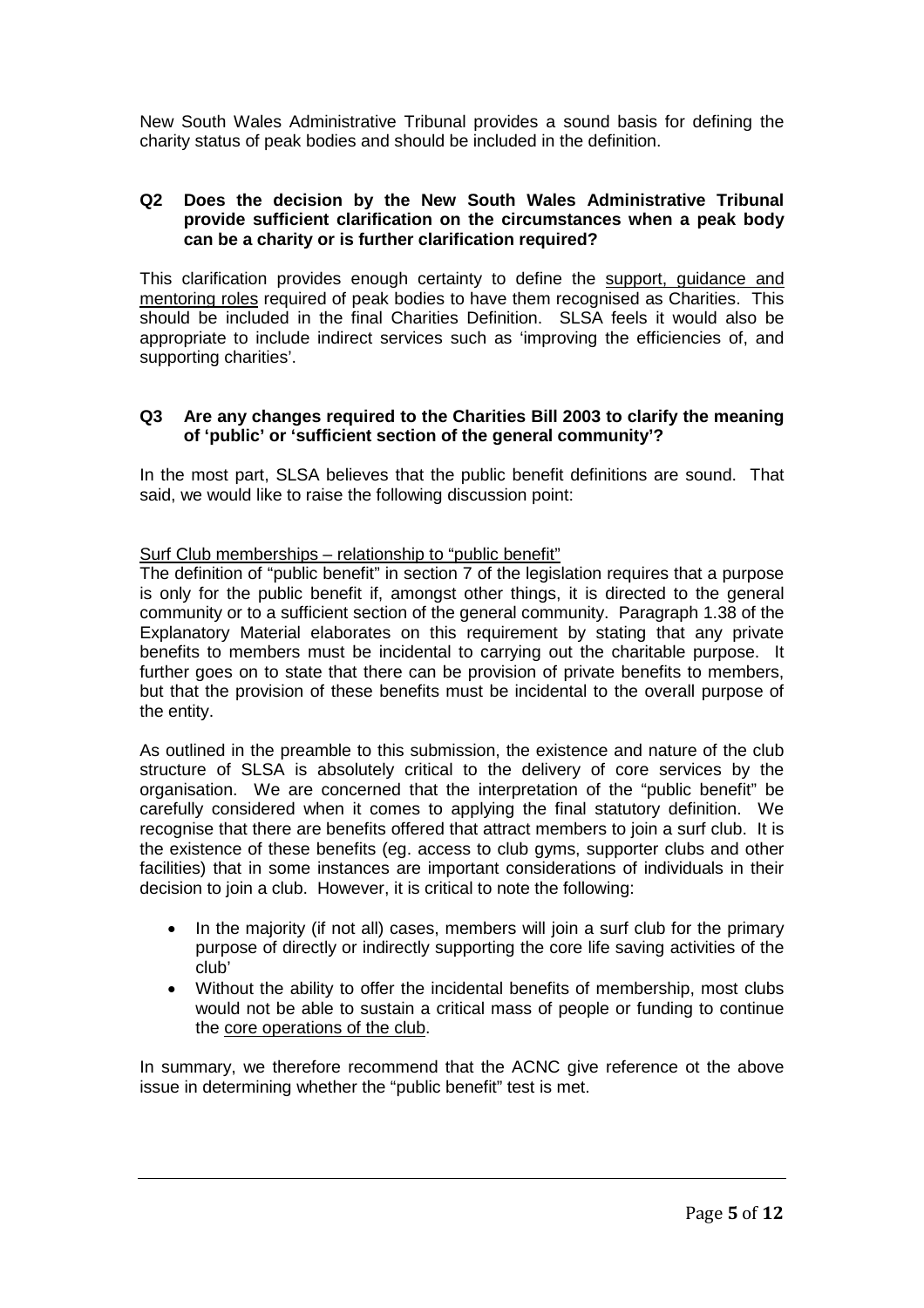New South Wales Administrative Tribunal provides a sound basis for defining the charity status of peak bodies and should be included in the definition.

**Q2 Does the decision by the New South Wales Administrative Tribunal provide sufficient clarification on the circumstances when a peak body can be a charity or is further clarification required?**

This clarification provides enough certainty to define the support, guidance and mentoring roles required of peak bodies to have them recognised as Charities. This should be included in the final Charities Definition. SLSA feels it would also be appropriate to include indirect services such as 'improving the efficiencies of, and supporting charities'.

**Q3 Are any changes required to the Charities Bill 2003 to clarify the meaning of 'public' or 'sufficient section of the general community'?**

In the most part, SLSA believes that the public benefit definitions are sound. That said, we would like to raise the following discussion point:

Surf Club memberships – relationship to "public benefit"

The definition of "public benefit" in section 7 of the legislation requires that a purpose is only for the public benefit if, amongst other things, it is directed to the general community or to a sufficient section of the general community. Paragraph 1.38 of the Explanatory Material elaborates on this requirement by stating that any private benefits to members must be incidental to carrying out the charitable purpose. It further goes on to state that there can be provision of private benefits to members, but that the provision of these benefits must be incidental to the overall purpose of the entity.

As outlined in the preamble to this submission, the existence and nature of the club structure of SLSA is absolutely critical to the delivery of core services by the organisation. We are concerned that the interpretation of the "public benefit" be carefully considered when it comes to applying the final statutory definition. We recognise that there are benefits offered that attract members to join a surf club. It is the existence of these benefits (eg. access to club gyms, supporter clubs and other facilities) that in some instances are important considerations of individuals in their decision to join a club. However, it is critical to note the following:

- In the majority (if not all) cases, members will join a surf club for the primary purpose of directly or indirectly supporting the core life saving activities of the club'
- Without the ability to offer the incidental benefits of membership, most clubs would not be able to sustain a critical mass of people or funding to continue the core operations of the club.

In summary, we therefore recommend that the ACNC give reference ot the above issue in determining whether the "public benefit" test is met.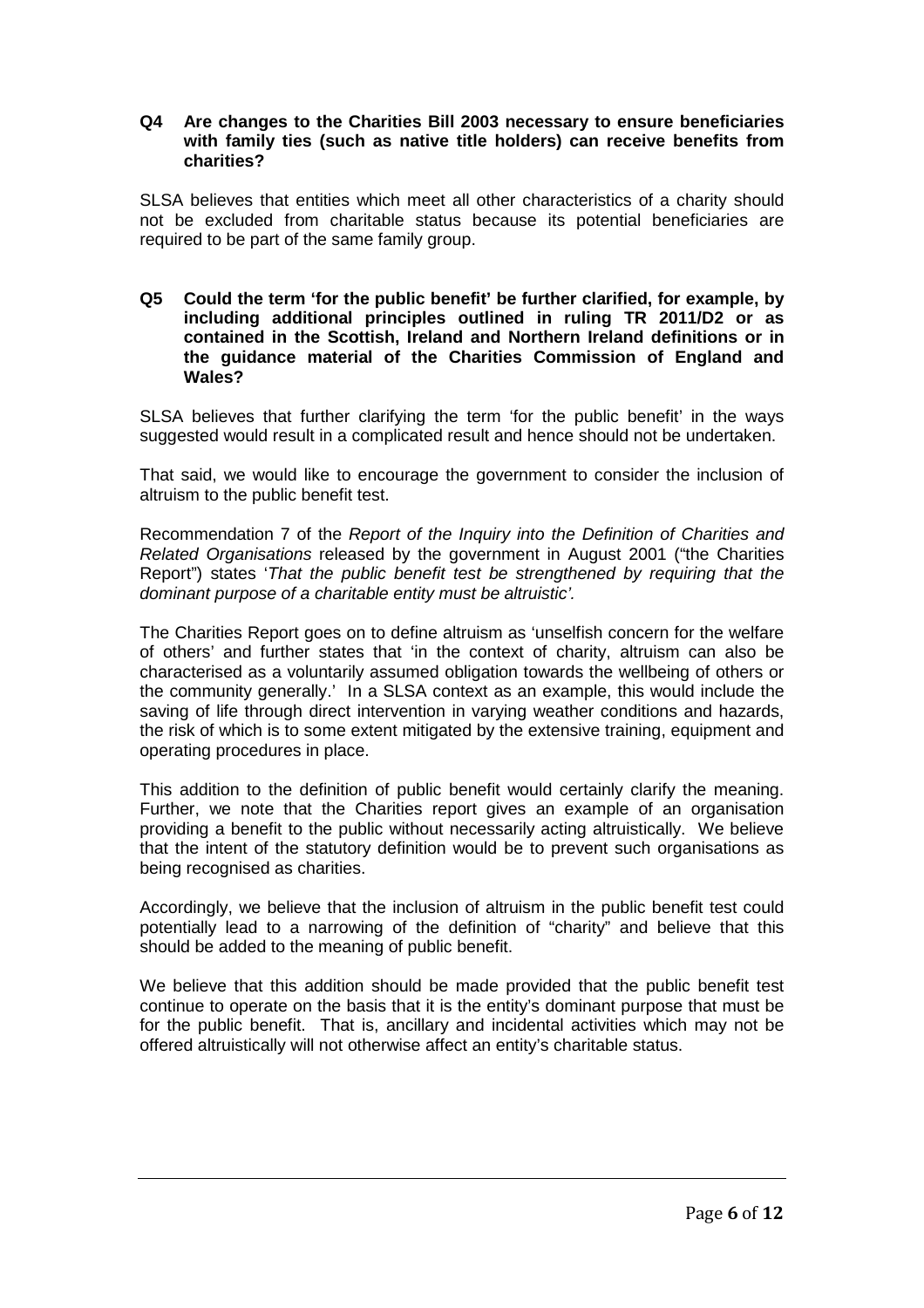**Q4 Are changes to the Charities Bill 2003 necessary to ensure beneficiaries with family ties (such as native title holders) can receive benefits from charities?**

SLSA believes that entities which meet all other characteristics of a charity should not be excluded from charitable status because its potential beneficiaries are required to be part of the same family group.

**Q5 Could the term 'for the public benefit' be further clarified, for example, by including additional principles outlined in ruling TR 2011/D2 or as contained in the Scottish, Ireland and Northern Ireland definitions or in the guidance material of the Charities Commission of England and Wales?**

SLSA believes that further clarifying the term 'for the public benefit' in the ways suggested would result in a complicated result and hence should not be undertaken.

That said, we would like to encourage the government to consider the inclusion of altruism to the public benefit test.

Recommendation 7 of the *Report of the Inquiry into the Definition of Charities and Related Organisations* released by the government in August 2001 ("the Charities Report") states '*That the public benefit test be strengthened by requiring that the dominant purpose of a charitable entity must be altruistic'.*

The Charities Report goes on to define altruism as 'unselfish concern for the welfare of others' and further states that 'in the context of charity, altruism can also be characterised as a voluntarily assumed obligation towards the wellbeing of others or the community generally.' In a SLSA context as an example, this would include the saving of life through direct intervention in varying weather conditions and hazards, the risk of which is to some extent mitigated by the extensive training, equipment and operating procedures in place.

This addition to the definition of public benefit would certainly clarify the meaning. Further, we note that the Charities report gives an example of an organisation providing a benefit to the public without necessarily acting altruistically. We believe that the intent of the statutory definition would be to prevent such organisations as being recognised as charities.

Accordingly, we believe that the inclusion of altruism in the public benefit test could potentially lead to a narrowing of the definition of "charity" and believe that this should be added to the meaning of public benefit.

We believe that this addition should be made provided that the public benefit test continue to operate on the basis that it is the entity's dominant purpose that must be for the public benefit. That is, ancillary and incidental activities which may not be offered altruistically will not otherwise affect an entity's charitable status.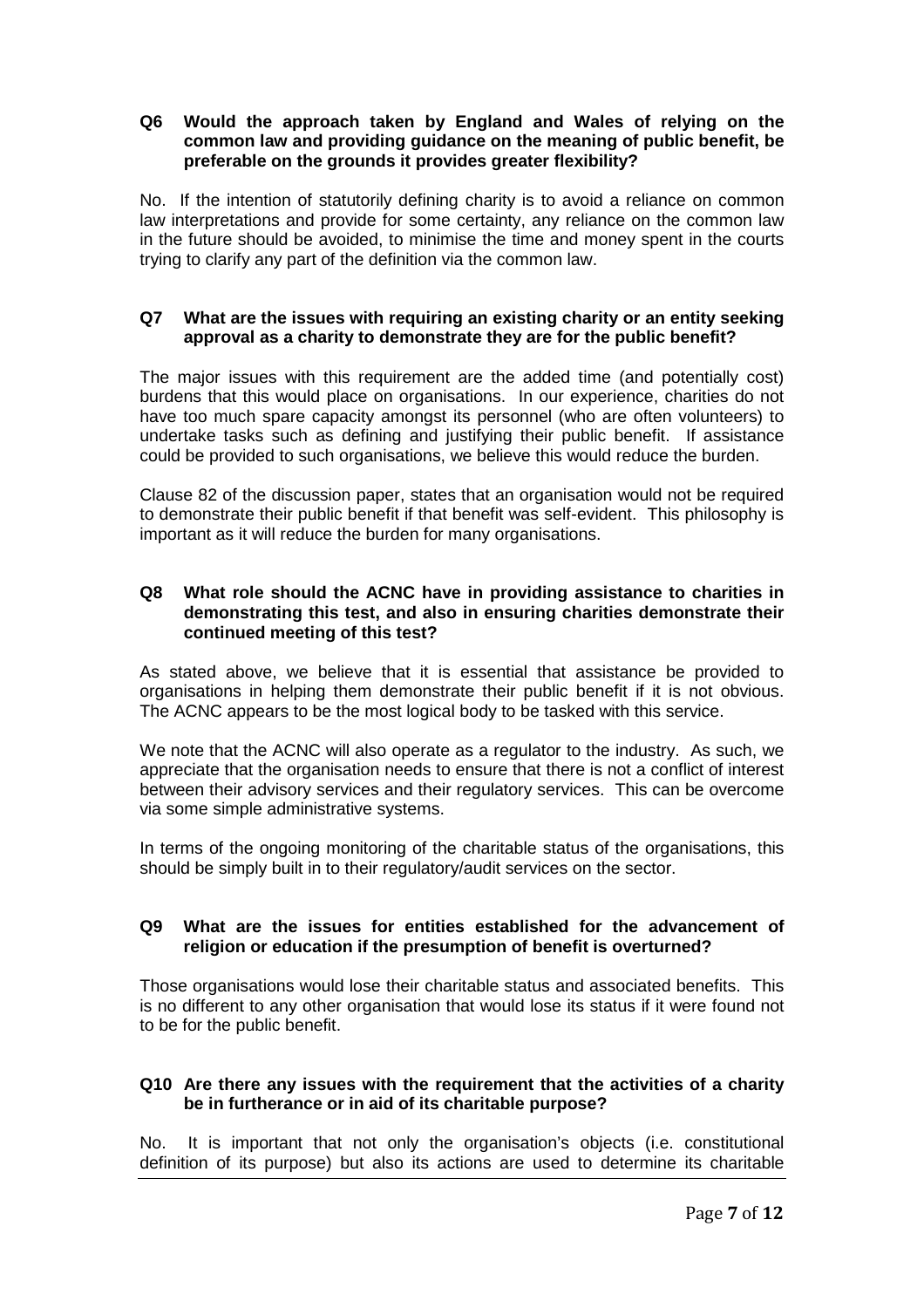**Q6 Would the approach taken by England and Wales of relying on the common law and providing guidance on the meaning of public benefit, be preferable on the grounds it provides greater flexibility?**

No. If the intention of statutorily defining charity is to avoid a reliance on common law interpretations and provide for some certainty, any reliance on the common law in the future should be avoided, to minimise the time and money spent in the courts trying to clarify any part of the definition via the common law.

**Q7 What are the issues with requiring an existing charity or an entity seeking approval as a charity to demonstrate they are for the public benefit?**

The major issues with this requirement are the added time (and potentially cost) burdens that this would place on organisations. In our experience, charities do not have too much spare capacity amongst its personnel (who are often volunteers) to undertake tasks such as defining and justifying their public benefit. If assistance could be provided to such organisations, we believe this would reduce the burden.

Clause 82 of the discussion paper, states that an organisation would not be required to demonstrate their public benefit if that benefit was self-evident. This philosophy is important as it will reduce the burden for many organisations.

**Q8 What role should the ACNC have in providing assistance to charities in demonstrating this test, and also in ensuring charities demonstrate their continued meeting of this test?**

As stated above, we believe that it is essential that assistance be provided to organisations in helping them demonstrate their public benefit if it is not obvious. The ACNC appears to be the most logical body to be tasked with this service.

We note that the ACNC will also operate as a regulator to the industry. As such, we appreciate that the organisation needs to ensure that there is not a conflict of interest between their advisory services and their regulatory services. This can be overcome via some simple administrative systems.

In terms of the ongoing monitoring of the charitable status of the organisations, this should be simply built in to their regulatory/audit services on the sector.

**Q9 What are the issues for entities established for the advancement of religion or education if the presumption of benefit is overturned?**

Those organisations would lose their charitable status and associated benefits. This is no different to any other organisation that would lose its status if it were found not to be for the public benefit.

**Q10 Are there any issues with the requirement that the activities of a charity be in furtherance or in aid of its charitable purpose?**

No. It is important that not only the organisation's objects (i.e. constitutional definition of its purpose) but also its actions are used to determine its charitable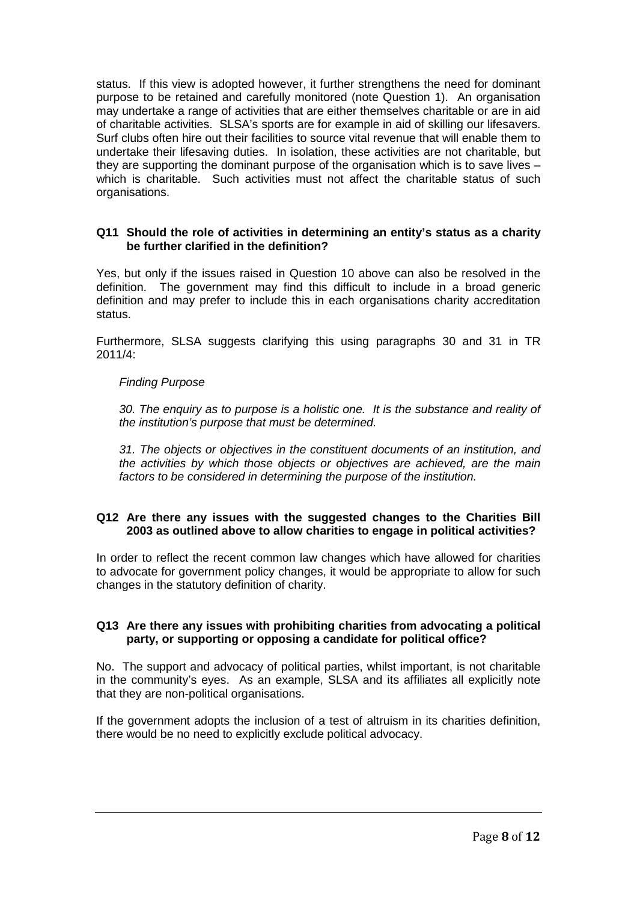status. If this view is adopted however, it further strengthens the need for dominant purpose to be retained and carefully monitored (note Question 1). An organisation may undertake a range of activities that are either themselves charitable or are in aid of charitable activities. SLSA's sports are for example in aid of skilling our lifesavers. Surf clubs often hire out their facilities to source vital revenue that will enable them to undertake their lifesaving duties. In isolation, these activities are not charitable, but they are supporting the dominant purpose of the organisation which is to save lives – which is charitable. Such activities must not affect the charitable status of such organisations.

**Q11 Should the role of activities in determining an entity's status as a charity be further clarified in the definition?**

Yes, but only if the issues raised in Question 10 above can also be resolved in the definition. The government may find this difficult to include in a broad generic definition and may prefer to include this in each organisations charity accreditation status.

Furthermore, SLSA suggests clarifying this using paragraphs 30 and 31 in TR 2011/4:

> *Finding Purpose*
>
> *30. The enquiry as to purpose is a holistic one. It is the substance and reality of the institution's purpose that must be determined.*
>
> *31. The objects or objectives in the constituent documents of an institution, and the activities by which those objects or objectives are achieved, are the main factors to be considered in determining the purpose of the institution.*

**Q12 Are there any issues with the suggested changes to the Charities Bill 2003 as outlined above to allow charities to engage in political activities?**

In order to reflect the recent common law changes which have allowed for charities to advocate for government policy changes, it would be appropriate to allow for such changes in the statutory definition of charity.

**Q13 Are there any issues with prohibiting charities from advocating a political party, or supporting or opposing a candidate for political office?**

No. The support and advocacy of political parties, whilst important, is not charitable in the community's eyes. As an example, SLSA and its affiliates all explicitly note that they are non-political organisations.

If the government adopts the inclusion of a test of altruism in its charities definition, there would be no need to explicitly exclude political advocacy.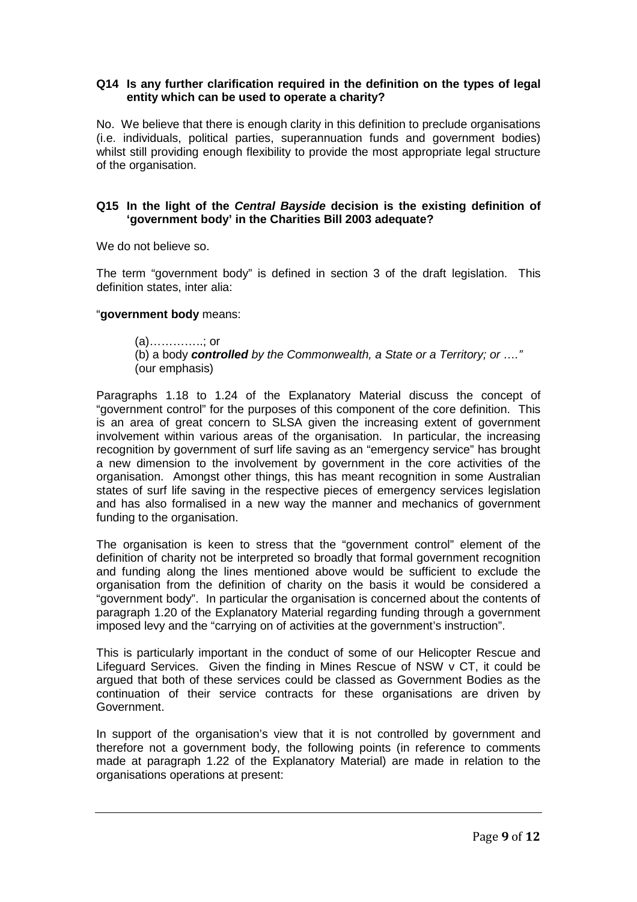**Q14 Is any further clarification required in the definition on the types of legal entity which can be used to operate a charity?**

No. We believe that there is enough clarity in this definition to preclude organisations (i.e. individuals, political parties, superannuation funds and government bodies) whilst still providing enough flexibility to provide the most appropriate legal structure of the organisation.

**Q15 In the light of the *Central Bayside* decision is the existing definition of 'government body' in the Charities Bill 2003 adequate?**

We do not believe so.

The term "government body" is defined in section 3 of the draft legislation. This definition states, inter alia:

"**government body** means:

> (a)…………..; or
> (b) a body ***controlled*** *by the Commonwealth, a State or a Territory; or …."* (our emphasis)

Paragraphs 1.18 to 1.24 of the Explanatory Material discuss the concept of "government control" for the purposes of this component of the core definition. This is an area of great concern to SLSA given the increasing extent of government involvement within various areas of the organisation. In particular, the increasing recognition by government of surf life saving as an "emergency service" has brought a new dimension to the involvement by government in the core activities of the organisation. Amongst other things, this has meant recognition in some Australian states of surf life saving in the respective pieces of emergency services legislation and has also formalised in a new way the manner and mechanics of government funding to the organisation.

The organisation is keen to stress that the "government control" element of the definition of charity not be interpreted so broadly that formal government recognition and funding along the lines mentioned above would be sufficient to exclude the organisation from the definition of charity on the basis it would be considered a "government body". In particular the organisation is concerned about the contents of paragraph 1.20 of the Explanatory Material regarding funding through a government imposed levy and the "carrying on of activities at the government's instruction".

This is particularly important in the conduct of some of our Helicopter Rescue and Lifeguard Services. Given the finding in Mines Rescue of NSW v CT, it could be argued that both of these services could be classed as Government Bodies as the continuation of their service contracts for these organisations are driven by Government.

In support of the organisation's view that it is not controlled by government and therefore not a government body, the following points (in reference to comments made at paragraph 1.22 of the Explanatory Material) are made in relation to the organisations operations at present: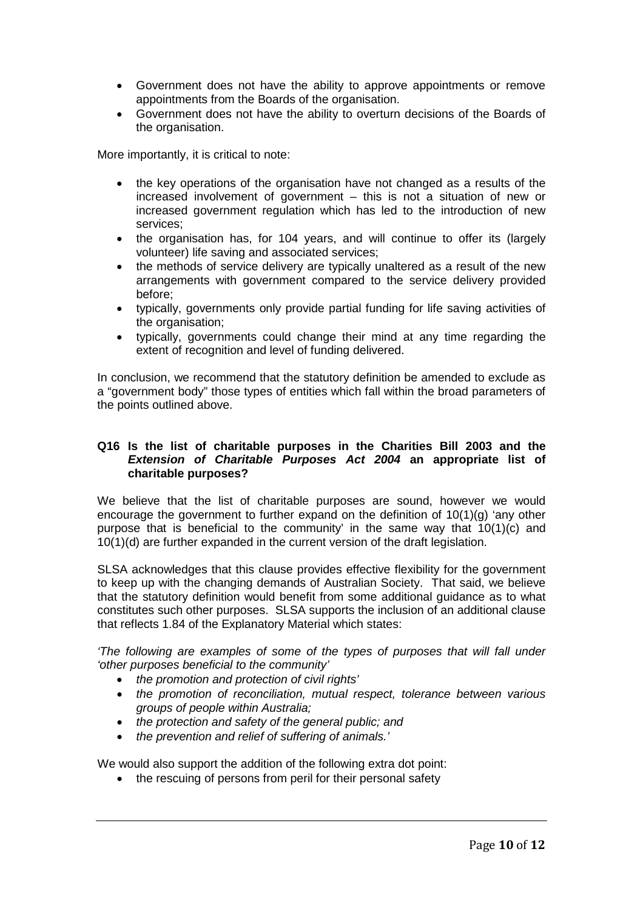- Government does not have the ability to approve appointments or remove appointments from the Boards of the organisation.
- Government does not have the ability to overturn decisions of the Boards of the organisation.

More importantly, it is critical to note:

- the key operations of the organisation have not changed as a results of the increased involvement of government – this is not a situation of new or increased government regulation which has led to the introduction of new services;
- the organisation has, for 104 years, and will continue to offer its (largely volunteer) life saving and associated services;
- the methods of service delivery are typically unaltered as a result of the new arrangements with government compared to the service delivery provided before;
- typically, governments only provide partial funding for life saving activities of the organisation;
- typically, governments could change their mind at any time regarding the extent of recognition and level of funding delivered.

In conclusion, we recommend that the statutory definition be amended to exclude as a "government body" those types of entities which fall within the broad parameters of the points outlined above.

**Q16 Is the list of charitable purposes in the Charities Bill 2003 and the *Extension of Charitable Purposes Act 2004* an appropriate list of charitable purposes?**

We believe that the list of charitable purposes are sound, however we would encourage the government to further expand on the definition of 10(1)(g) 'any other purpose that is beneficial to the community' in the same way that 10(1)(c) and 10(1)(d) are further expanded in the current version of the draft legislation.

SLSA acknowledges that this clause provides effective flexibility for the government to keep up with the changing demands of Australian Society. That said, we believe that the statutory definition would benefit from some additional guidance as to what constitutes such other purposes. SLSA supports the inclusion of an additional clause that reflects 1.84 of the Explanatory Material which states:

*'The following are examples of some of the types of purposes that will fall under 'other purposes beneficial to the community'*

- *the promotion and protection of civil rights'*
- *the promotion of reconciliation, mutual respect, tolerance between various groups of people within Australia;*
- *the protection and safety of the general public; and*
- *the prevention and relief of suffering of animals.'*

We would also support the addition of the following extra dot point:

- the rescuing of persons from peril for their personal safety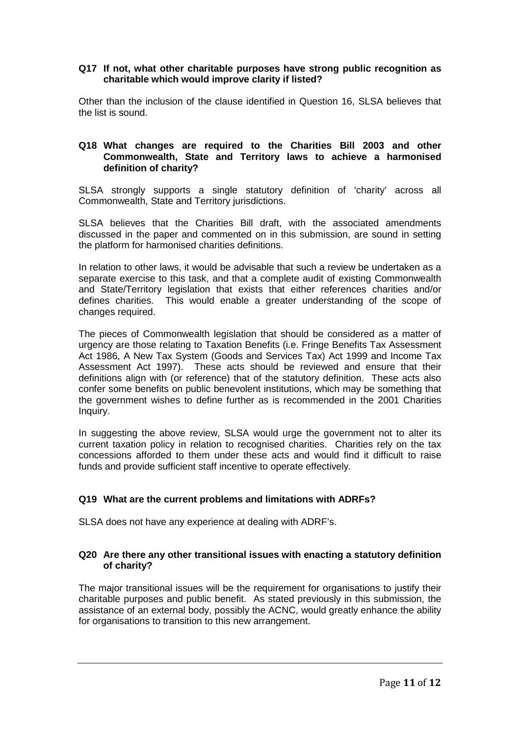**Q17 If not, what other charitable purposes have strong public recognition as charitable which would improve clarity if listed?**

Other than the inclusion of the clause identified in Question 16, SLSA believes that the list is sound.

**Q18 What changes are required to the Charities Bill 2003 and other Commonwealth, State and Territory laws to achieve a harmonised definition of charity?**

SLSA strongly supports a single statutory definition of 'charity' across all Commonwealth, State and Territory jurisdictions.

SLSA believes that the Charities Bill draft, with the associated amendments discussed in the paper and commented on in this submission, are sound in setting the platform for harmonised charities definitions.

In relation to other laws, it would be advisable that such a review be undertaken as a separate exercise to this task, and that a complete audit of existing Commonwealth and State/Territory legislation that exists that either references charities and/or defines charities. This would enable a greater understanding of the scope of changes required.

The pieces of Commonwealth legislation that should be considered as a matter of urgency are those relating to Taxation Benefits (i.e. Fringe Benefits Tax Assessment Act 1986, A New Tax System (Goods and Services Tax) Act 1999 and Income Tax Assessment Act 1997). These acts should be reviewed and ensure that their definitions align with (or reference) that of the statutory definition. These acts also confer some benefits on public benevolent institutions, which may be something that the government wishes to define further as is recommended in the 2001 Charities Inquiry.

In suggesting the above review, SLSA would urge the government not to alter its current taxation policy in relation to recognised charities. Charities rely on the tax concessions afforded to them under these acts and would find it difficult to raise funds and provide sufficient staff incentive to operate effectively.

**Q19 What are the current problems and limitations with ADRFs?**

SLSA does not have any experience at dealing with ADRF's.

**Q20 Are there any other transitional issues with enacting a statutory definition of charity?**

The major transitional issues will be the requirement for organisations to justify their charitable purposes and public benefit. As stated previously in this submission, the assistance of an external body, possibly the ACNC, would greatly enhance the ability for organisations to transition to this new arrangement.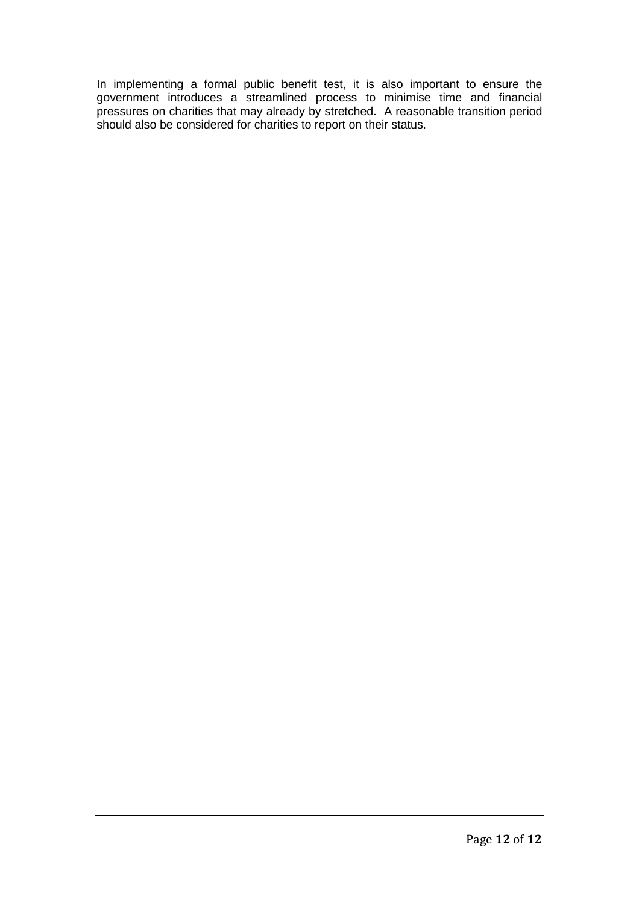In implementing a formal public benefit test, it is also important to ensure the government introduces a streamlined process to minimise time and financial pressures on charities that may already by stretched. A reasonable transition period should also be considered for charities to report on their status.